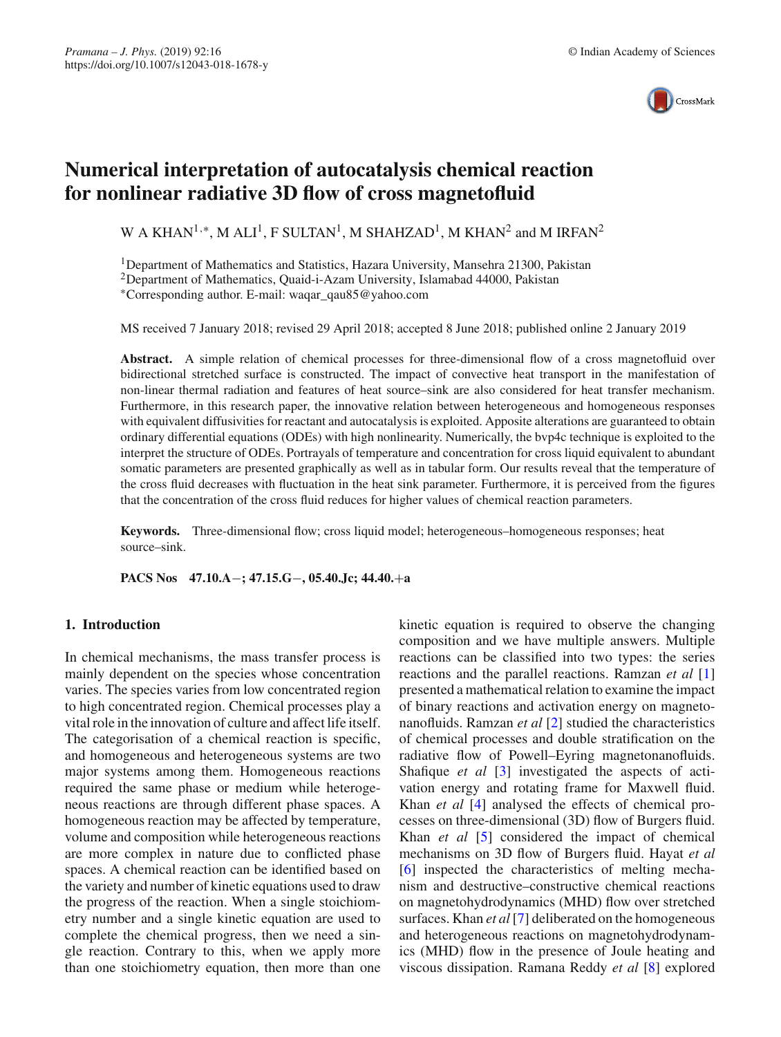# Numerical interpretation of autocatalysis chemical reaction for nonlinear radiative 3D flow of cross magnetofluid

W A KHAN[1,*], M ALI[1], F SULTAN[1], M SHAHZAD[1], M KHAN[2] and M IRFAN[2]

[1]Department of Mathematics and Statistics, Hazara University, Mansehra 21300, Pakistan
[2]Department of Mathematics, Quaid-i-Azam University, Islamabad 44000, Pakistan
*Corresponding author. E-mail: waqar_qau85@yahoo.com

MS received 7 January 2018; revised 29 April 2018; accepted 8 June 2018; published online 2 January 2019

**Abstract.** A simple relation of chemical processes for three-dimensional flow of a cross magnetofluid over bidirectional stretched surface is constructed. The impact of convective heat transport in the manifestation of non-linear thermal radiation and features of heat source–sink are also considered for heat transfer mechanism. Furthermore, in this research paper, the innovative relation between heterogeneous and homogeneous responses with equivalent diffusivities for reactant and autocatalysis is exploited. Apposite alterations are guaranteed to obtain ordinary differential equations (ODEs) with high nonlinearity. Numerically, the bvp4c technique is exploited to the interpret the structure of ODEs. Portrayals of temperature and concentration for cross liquid equivalent to abundant somatic parameters are presented graphically as well as in tabular form. Our results reveal that the temperature of the cross fluid decreases with fluctuation in the heat sink parameter. Furthermore, it is perceived from the figures that the concentration of the cross fluid reduces for higher values of chemical reaction parameters.

**Keywords.** Three-dimensional flow; cross liquid model; heterogeneous–homogeneous responses; heat source–sink.

**PACS Nos** 47.10.A−; 47.15.G−, 05.40.Jc; 44.40.+a

## 1. Introduction

In chemical mechanisms, the mass transfer process is mainly dependent on the species whose concentration varies. The species varies from low concentrated region to high concentrated region. Chemical processes play a vital role in the innovation of culture and affect life itself. The categorisation of a chemical reaction is specific, and homogeneous and heterogeneous systems are two major systems among them. Homogeneous reactions required the same phase or medium while heterogeneous reactions are through different phase spaces. A homogeneous reaction may be affected by temperature, volume and composition while heterogeneous reactions are more complex in nature due to conflicted phase spaces. A chemical reaction can be identified based on the variety and number of kinetic equations used to draw the progress of the reaction. When a single stoichiometry number and a single kinetic equation are used to complete the chemical progress, then we need a single reaction. Contrary to this, when we apply more than one stoichiometry equation, then more than one kinetic equation is required to observe the changing composition and we have multiple answers. Multiple reactions can be classified into two types: the series reactions and the parallel reactions. Ramzan *et al* [1] presented a mathematical relation to examine the impact of binary reactions and activation energy on magneto-nanofluids. Ramzan *et al* [2] studied the characteristics of chemical processes and double stratification on the radiative flow of Powell–Eyring magnetonanofluids. Shafique *et al* [3] investigated the aspects of activation energy and rotating frame for Maxwell fluid. Khan *et al* [4] analysed the effects of chemical processes on three-dimensional (3D) flow of Burgers fluid. Khan *et al* [5] considered the impact of chemical mechanisms on 3D flow of Burgers fluid. Hayat *et al* [6] inspected the characteristics of melting mechanism and destructive–constructive chemical reactions on magnetohydrodynamics (MHD) flow over stretched surfaces. Khan *et al* [7] deliberated on the homogeneous and heterogeneous reactions on magnetohydrodynamics (MHD) flow in the presence of Joule heating and viscous dissipation. Ramana Reddy *et al* [8] explored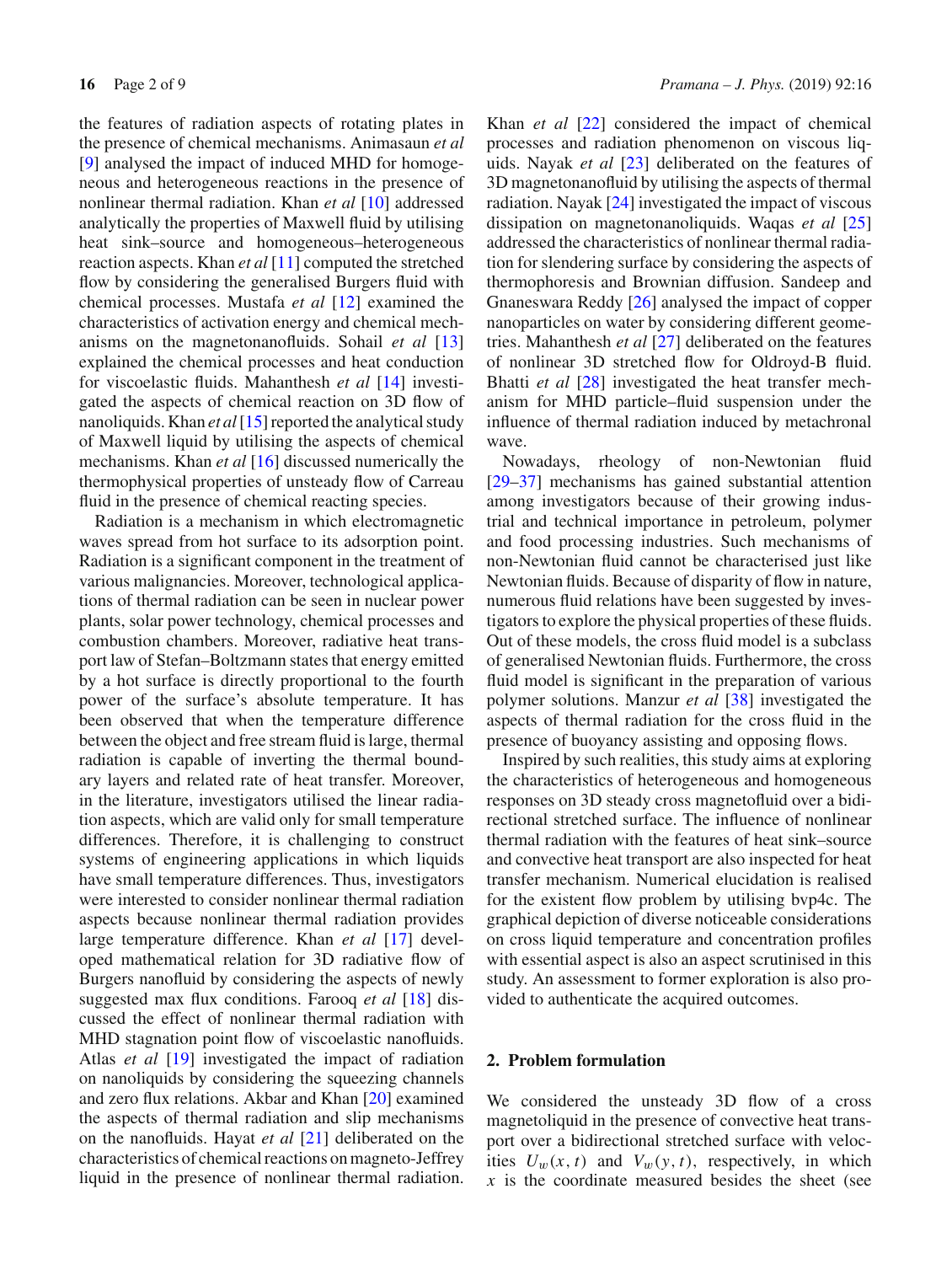the features of radiation aspects of rotating plates in the presence of chemical mechanisms. Animasaun *et al* [9] analysed the impact of induced MHD for homogeneous and heterogeneous reactions in the presence of nonlinear thermal radiation. Khan *et al* [10] addressed analytically the properties of Maxwell fluid by utilising heat sink–source and homogeneous–heterogeneous reaction aspects. Khan *et al* [11] computed the stretched flow by considering the generalised Burgers fluid with chemical processes. Mustafa *et al* [12] examined the characteristics of activation energy and chemical mechanisms on the magnetonanofluids. Sohail *et al* [13] explained the chemical processes and heat conduction for viscoelastic fluids. Mahanthesh *et al* [14] investigated the aspects of chemical reaction on 3D flow of nanoliquids. Khan *et al* [15] reported the analytical study of Maxwell liquid by utilising the aspects of chemical mechanisms. Khan *et al* [16] discussed numerically the thermophysical properties of unsteady flow of Carreau fluid in the presence of chemical reacting species.

Radiation is a mechanism in which electromagnetic waves spread from hot surface to its adsorption point. Radiation is a significant component in the treatment of various malignancies. Moreover, technological applications of thermal radiation can be seen in nuclear power plants, solar power technology, chemical processes and combustion chambers. Moreover, radiative heat transport law of Stefan–Boltzmann states that energy emitted by a hot surface is directly proportional to the fourth power of the surface's absolute temperature. It has been observed that when the temperature difference between the object and free stream fluid is large, thermal radiation is capable of inverting the thermal boundary layers and related rate of heat transfer. Moreover, in the literature, investigators utilised the linear radiation aspects, which are valid only for small temperature differences. Therefore, it is challenging to construct systems of engineering applications in which liquids have small temperature differences. Thus, investigators were interested to consider nonlinear thermal radiation aspects because nonlinear thermal radiation provides large temperature difference. Khan *et al* [17] developed mathematical relation for 3D radiative flow of Burgers nanofluid by considering the aspects of newly suggested max flux conditions. Farooq *et al* [18] discussed the effect of nonlinear thermal radiation with MHD stagnation point flow of viscoelastic nanofluids. Atlas *et al* [19] investigated the impact of radiation on nanoliquids by considering the squeezing channels and zero flux relations. Akbar and Khan [20] examined the aspects of thermal radiation and slip mechanisms on the nanofluids. Hayat *et al* [21] deliberated on the characteristics of chemical reactions on magneto-Jeffrey liquid in the presence of nonlinear thermal radiation. Khan *et al* [22] considered the impact of chemical processes and radiation phenomenon on viscous liquids. Nayak *et al* [23] deliberated on the features of 3D magnetonanofluid by utilising the aspects of thermal radiation. Nayak [24] investigated the impact of viscous dissipation on magnetonanoliquids. Waqas *et al* [25] addressed the characteristics of nonlinear thermal radiation for slendering surface by considering the aspects of thermophoresis and Brownian diffusion. Sandeep and Gnaneswara Reddy [26] analysed the impact of copper nanoparticles on water by considering different geometries. Mahanthesh *et al* [27] deliberated on the features of nonlinear 3D stretched flow for Oldroyd-B fluid. Bhatti *et al* [28] investigated the heat transfer mechanism for MHD particle–fluid suspension under the influence of thermal radiation induced by metachronal wave.

Nowadays, rheology of non-Newtonian fluid [29–37] mechanisms has gained substantial attention among investigators because of their growing industrial and technical importance in petroleum, polymer and food processing industries. Such mechanisms of non-Newtonian fluid cannot be characterised just like Newtonian fluids. Because of disparity of flow in nature, numerous fluid relations have been suggested by investigators to explore the physical properties of these fluids. Out of these models, the cross fluid model is a subclass of generalised Newtonian fluids. Furthermore, the cross fluid model is significant in the preparation of various polymer solutions. Manzur *et al* [38] investigated the aspects of thermal radiation for the cross fluid in the presence of buoyancy assisting and opposing flows.

Inspired by such realities, this study aims at exploring the characteristics of heterogeneous and homogeneous responses on 3D steady cross magnetofluid over a bidirectional stretched surface. The influence of nonlinear thermal radiation with the features of heat sink–source and convective heat transport are also inspected for heat transfer mechanism. Numerical elucidation is realised for the existent flow problem by utilising bvp4c. The graphical depiction of diverse noticeable considerations on cross liquid temperature and concentration profiles with essential aspect is also an aspect scrutinised in this study. An assessment to former exploration is also provided to authenticate the acquired outcomes.

## 2. Problem formulation

We considered the unsteady 3D flow of a cross magnetoliquid in the presence of convective heat transport over a bidirectional stretched surface with velocities $U_w(x,t)$ and $V_w(y,t)$, respectively, in which $x$ is the coordinate measured besides the sheet (see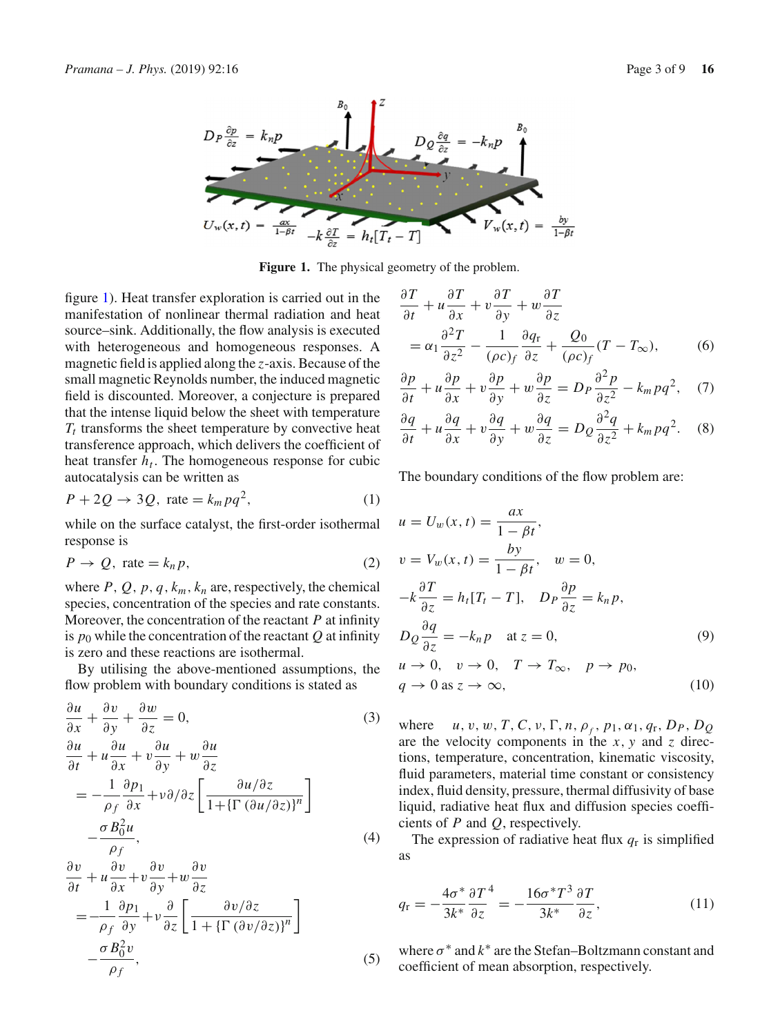**Figure 1.** The physical geometry of the problem.

figure 1). Heat transfer exploration is carried out in the manifestation of nonlinear thermal radiation and heat source–sink. Additionally, the flow analysis is executed with heterogeneous and homogeneous responses. A magnetic field is applied along the $z$-axis. Because of the small magnetic Reynolds number, the induced magnetic field is discounted. Moreover, a conjecture is prepared that the intense liquid below the sheet with temperature $T_t$ transforms the sheet temperature by convective heat transference approach, which delivers the coefficient of heat transfer $h_t$. The homogeneous response for cubic autocatalysis can be written as

$$P + 2Q \rightarrow 3Q, \text{ rate} = k_m pq^2, \tag{1}$$

while on the surface catalyst, the first-order isothermal response is

$$P \rightarrow Q, \text{ rate} = k_n p, \tag{2}$$

where $P, Q, p, q, k_m, k_n$ are, respectively, the chemical species, concentration of the species and rate constants. Moreover, the concentration of the reactant $P$ at infinity is $p_0$ while the concentration of the reactant $Q$ at infinity is zero and these reactions are isothermal.

By utilising the above-mentioned assumptions, the flow problem with boundary conditions is stated as

$$\frac{\partial u}{\partial x} + \frac{\partial v}{\partial y} + \frac{\partial w}{\partial z} = 0, \tag{3}$$

$$\frac{\partial u}{\partial t} + u\frac{\partial u}{\partial x} + v\frac{\partial u}{\partial y} + w\frac{\partial u}{\partial z} = -\frac{1}{\rho_f}\frac{\partial p_1}{\partial x} + \nu \partial/\partial z\left[\frac{\partial u/\partial z}{1+\{\Gamma\,(\partial u/\partial z)\}^n}\right] - \frac{\sigma B_0^2 u}{\rho_f}, \tag{4}$$

$$\frac{\partial v}{\partial t} + u\frac{\partial v}{\partial x} + v\frac{\partial v}{\partial y} + w\frac{\partial v}{\partial z} = -\frac{1}{\rho_f}\frac{\partial p_1}{\partial y} + \nu\frac{\partial}{\partial z}\left[\frac{\partial v/\partial z}{1+\{\Gamma\,(\partial v/\partial z)\}^n}\right] - \frac{\sigma B_0^2 v}{\rho_f}, \tag{5}$$

$$\frac{\partial T}{\partial t} + u\frac{\partial T}{\partial x} + v\frac{\partial T}{\partial y} + w\frac{\partial T}{\partial z} = \alpha_1\frac{\partial^2 T}{\partial z^2} - \frac{1}{(\rho c)_f}\frac{\partial q_r}{\partial z} + \frac{Q_0}{(\rho c)_f}(T - T_\infty), \tag{6}$$

$$\frac{\partial p}{\partial t} + u\frac{\partial p}{\partial x} + v\frac{\partial p}{\partial y} + w\frac{\partial p}{\partial z} = D_P\frac{\partial^2 p}{\partial z^2} - k_m pq^2, \tag{7}$$

$$\frac{\partial q}{\partial t} + u\frac{\partial q}{\partial x} + v\frac{\partial q}{\partial y} + w\frac{\partial q}{\partial z} = D_Q\frac{\partial^2 q}{\partial z^2} + k_m pq^2. \tag{8}$$

The boundary conditions of the flow problem are:

$$u = U_w(x,t) = \frac{ax}{1-\beta t},$$
$$v = V_w(x,t) = \frac{by}{1-\beta t}, \quad w = 0,$$
$$-k\frac{\partial T}{\partial z} = h_t[T_t - T], \quad D_P\frac{\partial p}{\partial z} = k_n p,$$
$$D_Q\frac{\partial q}{\partial z} = -k_n p \quad \text{at } z = 0, \tag{9}$$
$$u \rightarrow 0, \quad v \rightarrow 0, \quad T \rightarrow T_\infty, \quad p \rightarrow p_0,$$
$$q \rightarrow 0 \text{ as } z \rightarrow \infty, \tag{10}$$

where $u, v, w, T, C, \nu, \Gamma, n, \rho_f, p_1, \alpha_1, q_r, D_P, D_Q$ are the velocity components in the $x$, $y$ and $z$ directions, temperature, concentration, kinematic viscosity, fluid parameters, material time constant or consistency index, fluid density, pressure, thermal diffusivity of base liquid, radiative heat flux and diffusion species coefficients of $P$ and $Q$, respectively.

The expression of radiative heat flux $q_r$ is simplified as

$$q_r = -\frac{4\sigma^*}{3k^*}\frac{\partial T^4}{\partial z} = -\frac{16\sigma^* T^3}{3k^*}\frac{\partial T}{\partial z}, \tag{11}$$

where $\sigma^*$ and $k^*$ are the Stefan–Boltzmann constant and coefficient of mean absorption, respectively.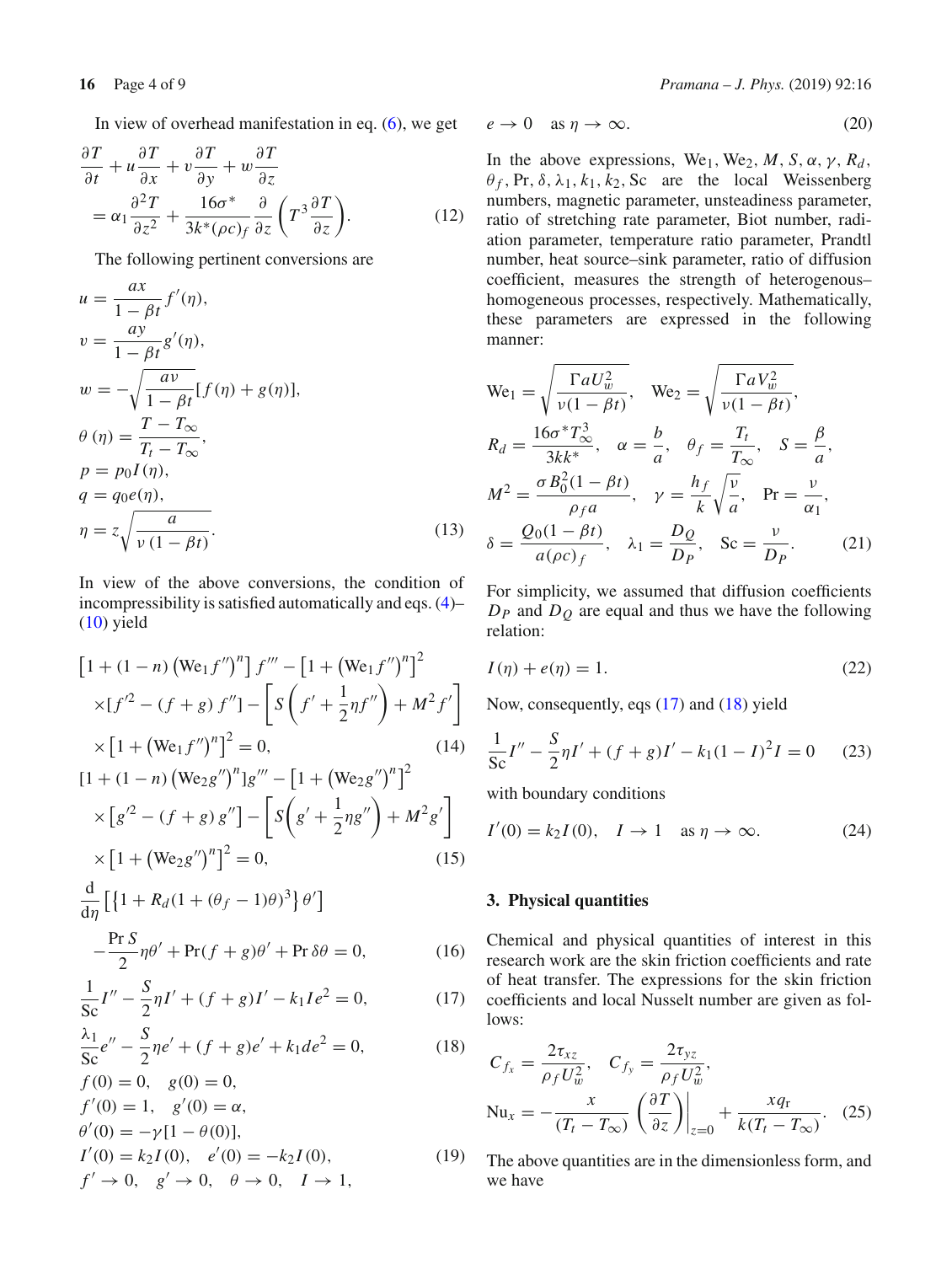In view of overhead manifestation in eq. (6), we get

$$\frac{\partial T}{\partial t}+u\frac{\partial T}{\partial x}+v\frac{\partial T}{\partial y}+w\frac{\partial T}{\partial z} =\alpha_1\frac{\partial^2 T}{\partial z^2}+\frac{16\sigma^*}{3k^*(\rho c)_f}\frac{\partial}{\partial z}\left(T^3\frac{\partial T}{\partial z}\right). \tag{12}$$

The following pertinent conversions are

$$\begin{aligned}
u&=\frac{ax}{1-\beta t}f'(\eta),\\
v&=\frac{ay}{1-\beta t}g'(\eta),\\
w&=-\sqrt{\frac{a\nu}{1-\beta t}}[f(\eta)+g(\eta)],\\
\theta(\eta)&=\frac{T-T_\infty}{T_t-T_\infty},\\
p&=p_0 I(\eta),\\
q&=q_0 e(\eta),\\
\eta&=z\sqrt{\frac{a}{\nu(1-\beta t)}}.
\end{aligned} \tag{13}$$

In view of the above conversions, the condition of incompressibility is satisfied automatically and eqs. (4)–(10) yield

$$\left[1+(1-n)\left(\mathrm{We}_1 f''\right)^n\right]f'''-\left[1+\left(\mathrm{We}_1 f''\right)^n\right]^2 \times[f'^2-(f+g)f'']-\left[S\left(f'+\frac{1}{2}\eta f''\right)+M^2 f'\right] \times\left[1+\left(\mathrm{We}_1 f''\right)^n\right]^2=0, \tag{14}$$

$$[1+(1-n)\left(\mathrm{We}_2 g''\right)^n]g'''-\left[1+\left(\mathrm{We}_2 g''\right)^n\right]^2 \times\left[g'^2-(f+g)g''\right]-\left[S\left(g'+\frac{1}{2}\eta g''\right)+M^2 g'\right] \times\left[1+\left(\mathrm{We}_2 g''\right)^n\right]^2=0, \tag{15}$$

$$\frac{\mathrm{d}}{\mathrm{d}\eta}\left[\left\{1+R_d(1+(\theta_f-1)\theta)^3\right\}\theta'\right] -\frac{\mathrm{Pr}\,S}{2}\eta\theta'+\mathrm{Pr}(f+g)\theta'+\mathrm{Pr}\,\delta\theta=0, \tag{16}$$

$$\frac{1}{\mathrm{Sc}}I''-\frac{S}{2}\eta I'+(f+g)I'-k_1 I e^2=0, \tag{17}$$

$$\frac{\lambda_1}{\mathrm{Sc}}e''-\frac{S}{2}\eta e'+(f+g)e'+k_1 d e^2=0, \tag{18}$$

$$\begin{aligned}
&f(0)=0,\quad g(0)=0,\\
&f'(0)=1,\quad g'(0)=\alpha,\\
&\theta'(0)=-\gamma[1-\theta(0)],\\
&I'(0)=k_2 I(0),\quad e'(0)=-k_2 I(0),
\end{aligned} \tag{19}$$

$$f'\to 0,\quad g'\to 0,\quad \theta\to 0,\quad I\to 1,$$

$$e\to 0\quad \text{as } \eta\to\infty. \tag{20}$$

In the above expressions, $\mathrm{We}_1, \mathrm{We}_2, M, S, \alpha, \gamma, R_d, \theta_f, \mathrm{Pr}, \delta, \lambda_1, k_1, k_2, \mathrm{Sc}$ are the local Weissenberg numbers, magnetic parameter, unsteadiness parameter, ratio of stretching rate parameter, Biot number, radiation parameter, temperature ratio parameter, Prandtl number, heat source–sink parameter, ratio of diffusion coefficient, measures the strength of heterogenous–homogeneous processes, respectively. Mathematically, these parameters are expressed in the following manner:

$$\begin{aligned}
&\mathrm{We}_1=\sqrt{\frac{\Gamma a U_w^2}{\nu(1-\beta t)}},\quad \mathrm{We}_2=\sqrt{\frac{\Gamma a V_w^2}{\nu(1-\beta t)}},\\
&R_d=\frac{16\sigma^* T_\infty^3}{3kk^*},\quad \alpha=\frac{b}{a},\quad \theta_f=\frac{T_t}{T_\infty},\quad S=\frac{\beta}{a},\\
&M^2=\frac{\sigma B_0^2(1-\beta t)}{\rho_f a},\quad \gamma=\frac{h_f}{k}\sqrt{\frac{\nu}{a}},\quad \mathrm{Pr}=\frac{\nu}{\alpha_1},\\
&\delta=\frac{Q_0(1-\beta t)}{a(\rho c)_f},\quad \lambda_1=\frac{D_Q}{D_P},\quad \mathrm{Sc}=\frac{\nu}{D_P}.
\end{aligned} \tag{21}$$

For simplicity, we assumed that diffusion coefficients $D_P$ and $D_Q$ are equal and thus we have the following relation:

$$I(\eta)+e(\eta)=1. \tag{22}$$

Now, consequently, eqs (17) and (18) yield

$$\frac{1}{\mathrm{Sc}}I''-\frac{S}{2}\eta I'+(f+g)I'-k_1(1-I)^2 I=0 \tag{23}$$

with boundary conditions

$$I'(0)=k_2 I(0),\quad I\to 1\quad \text{as } \eta\to\infty. \tag{24}$$

## 3. Physical quantities

Chemical and physical quantities of interest in this research work are the skin friction coefficients and rate of heat transfer. The expressions for the skin friction coefficients and local Nusselt number are given as follows:

$$C_{f_x}=\frac{2\tau_{xz}}{\rho_f U_w^2},\quad C_{f_y}=\frac{2\tau_{yz}}{\rho_f U_w^2},$$

$$\mathrm{Nu}_x=-\frac{x}{(T_t-T_\infty)}\left(\frac{\partial T}{\partial z}\right)\bigg|_{z=0}+\frac{xq_r}{k(T_t-T_\infty)}. \tag{25}$$

The above quantities are in the dimensionless form, and we have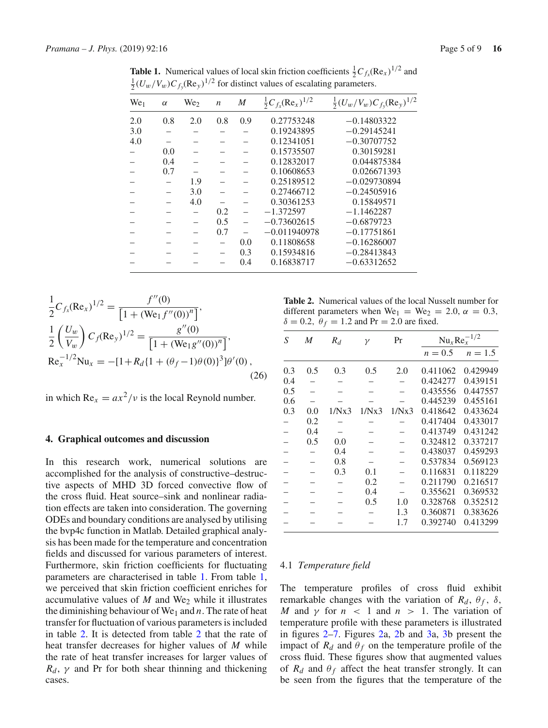**Table 1.** Numerical values of local skin friction coefficients $\frac{1}{2}C_{f_x}(\mathrm{Re}_x)^{1/2}$ and $\frac{1}{2}(U_w/V_w)C_{f_y}(\mathrm{Re}_y)^{1/2}$ for distinct values of escalating parameters.

| $\mathrm{We}_1$ | $\alpha$ | $\mathrm{We}_2$ | $n$ | $M$ | $\frac{1}{2}C_{f_x}(\mathrm{Re}_x)^{1/2}$ | $\frac{1}{2}(U_w/V_w)C_{f_y}(\mathrm{Re}_y)^{1/2}$ |
|---|---|---|---|---|---|---|
| 2.0 | 0.8 | 2.0 | 0.8 | 0.9 | 0.27753248 | −0.14803322 |
| 3.0 | – | – | – | – | 0.19243895 | −0.29145241 |
| 4.0 | – | – | – | – | 0.12341051 | −0.30707752 |
| – | 0.0 | – | – | – | 0.15735507 | 0.30159281 |
| – | 0.4 | – | – | – | 0.12832017 | 0.044875384 |
| – | 0.7 | – | – | – | 0.10608653 | 0.026671393 |
| – | – | 1.9 | – | – | 0.25189512 | −0.029730894 |
| – | – | 3.0 | – | – | 0.27466712 | −0.24505916 |
| – | – | 4.0 | – | – | 0.30361253 | 0.15849571 |
| – | – | – | 0.2 | – | −1.372597 | −1.1462287 |
| – | – | – | 0.5 | – | −0.73602615 | −0.6879723 |
| – | – | – | 0.7 | – | −0.011940978 | −0.17751861 |
| – | – | – | – | 0.0 | 0.11808658 | −0.16286007 |
| – | – | – | – | 0.3 | 0.15934816 | −0.28413843 |
| – | – | – | – | 0.4 | 0.16838717 | −0.63312652 |

$$\frac{1}{2}C_{f_x}(\mathrm{Re}_x)^{1/2} = \frac{f''(0)}{\left[1+(\mathrm{We}_1 f''(0))^n\right]},$$

$$\frac{1}{2}\left(\frac{U_w}{V_w}\right)C_f(\mathrm{Re}_y)^{1/2} = \frac{g''(0)}{\left[1+(\mathrm{We}_1 g''(0))^n\right]},$$

$$\mathrm{Re}_x^{-1/2}\mathrm{Nu}_x = -[1+R_d\{1+(\theta_f-1)\theta(0)\}^3]\theta'(0)\,, \tag{26}$$

in which $\mathrm{Re}_x = ax^2/\nu$ is the local Reynold number.

## 4. Graphical outcomes and discussion

In this research work, numerical solutions are accomplished for the analysis of constructive–destructive aspects of MHD 3D forced convective flow of the cross fluid. Heat source–sink and nonlinear radiation effects are taken into consideration. The governing ODEs and boundary conditions are analysed by utilising the bvp4c function in Matlab. Detailed graphical analysis has been made for the temperature and concentration fields and discussed for various parameters of interest. Furthermore, skin friction coefficients for fluctuating parameters are characterised in table 1. From table 1, we perceived that skin friction coefficient enriches for accumulative values of $M$ and $\mathrm{We}_2$ while it illustrates the diminishing behaviour of $\mathrm{We}_1$ and $n$. The rate of heat transfer for fluctuation of various parameters is included in table 2. It is detected from table 2 that the rate of heat transfer decreases for higher values of $M$ while the rate of heat transfer increases for larger values of $R_d$, $\gamma$ and Pr for both shear thinning and thickening cases.

**Table 2.** Numerical values of the local Nusselt number for different parameters when $\mathrm{We}_1 = \mathrm{We}_2 = 2.0$, $\alpha = 0.3$, $\delta = 0.2$, $\theta_f = 1.2$ and $\mathrm{Pr} = 2.0$ are fixed.

| $S$ | $M$ | $R_d$ | $\gamma$ | Pr | $\mathrm{Nu}_x\mathrm{Re}_x^{-1/2}$ | |
|---|---|---|---|---|---|---|
| | | | | | $n = 0.5$ | $n = 1.5$ |
| 0.3 | 0.5 | 0.3 | 0.5 | 2.0 | 0.411062 | 0.429949 |
| 0.4 | – | – | – | – | 0.424277 | 0.439151 |
| 0.5 | – | – | – | – | 0.435556 | 0.447557 |
| 0.6 | – | – | – | – | 0.445239 | 0.455161 |
| 0.3 | 0.0 | 1/Nx3 | 1/Nx3 | 1/Nx3 | 0.418642 | 0.433624 |
| – | 0.2 | – | – | – | 0.417404 | 0.433017 |
| – | 0.4 | – | – | – | 0.413749 | 0.431242 |
| – | 0.5 | 0.0 | – | – | 0.324812 | 0.337217 |
| – | – | 0.4 | – | – | 0.438037 | 0.459293 |
| – | – | 0.8 | – | – | 0.537834 | 0.569123 |
| – | – | 0.3 | 0.1 | – | 0.116831 | 0.118229 |
| – | – | – | 0.2 | – | 0.211790 | 0.216517 |
| – | – | – | 0.4 | – | 0.355621 | 0.369532 |
| – | – | – | 0.5 | 1.0 | 0.328768 | 0.352512 |
| – | – | – | – | 1.3 | 0.360871 | 0.383626 |
| – | – | – | – | 1.7 | 0.392740 | 0.413299 |

### 4.1 *Temperature field*

The temperature profiles of cross fluid exhibit remarkable changes with the variation of $R_d$, $\theta_f$, $\delta$, $M$ and $\gamma$ for $n < 1$ and $n > 1$. The variation of temperature profile with these parameters is illustrated in figures 2–7. Figures 2a, 2b and 3a, 3b present the impact of $R_d$ and $\theta_f$ on the temperature profile of the cross fluid. These figures show that augmented values of $R_d$ and $\theta_f$ affect the heat transfer strongly. It can be seen from the figures that the temperature of the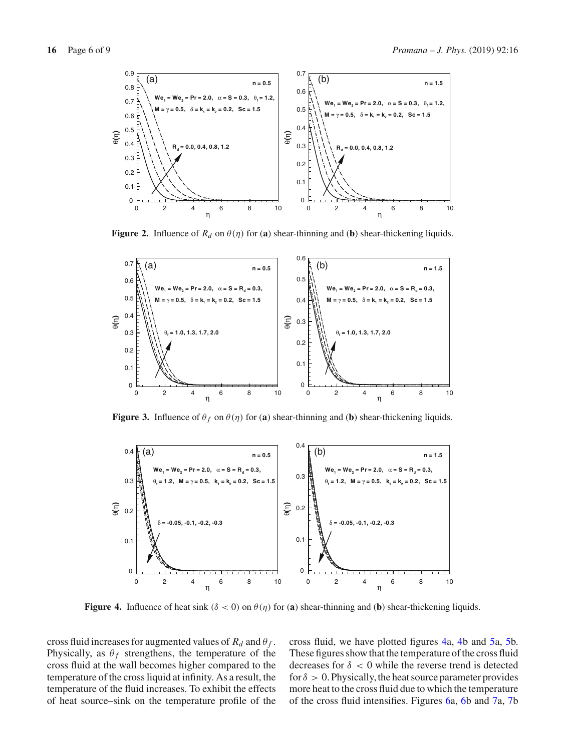**Figure 2.** Influence of $R_d$ on $\theta(\eta)$ for (**a**) shear-thinning and (**b**) shear-thickening liquids.

**Figure 3.** Influence of $\theta_f$ on $\theta(\eta)$ for (**a**) shear-thinning and (**b**) shear-thickening liquids.

**Figure 4.** Influence of heat sink ($\delta < 0$) on $\theta(\eta)$ for (**a**) shear-thinning and (**b**) shear-thickening liquids.

cross fluid increases for augmented values of $R_d$ and $\theta_f$. Physically, as $\theta_f$ strengthens, the temperature of the cross fluid at the wall becomes higher compared to the temperature of the cross liquid at infinity. As a result, the temperature of the fluid increases. To exhibit the effects of heat source–sink on the temperature profile of the cross fluid, we have plotted figures 4a, 4b and 5a, 5b. These figures show that the temperature of the cross fluid decreases for $\delta < 0$ while the reverse trend is detected for $\delta > 0$. Physically, the heat source parameter provides more heat to the cross fluid due to which the temperature of the cross fluid intensifies. Figures 6a, 6b and 7a, 7b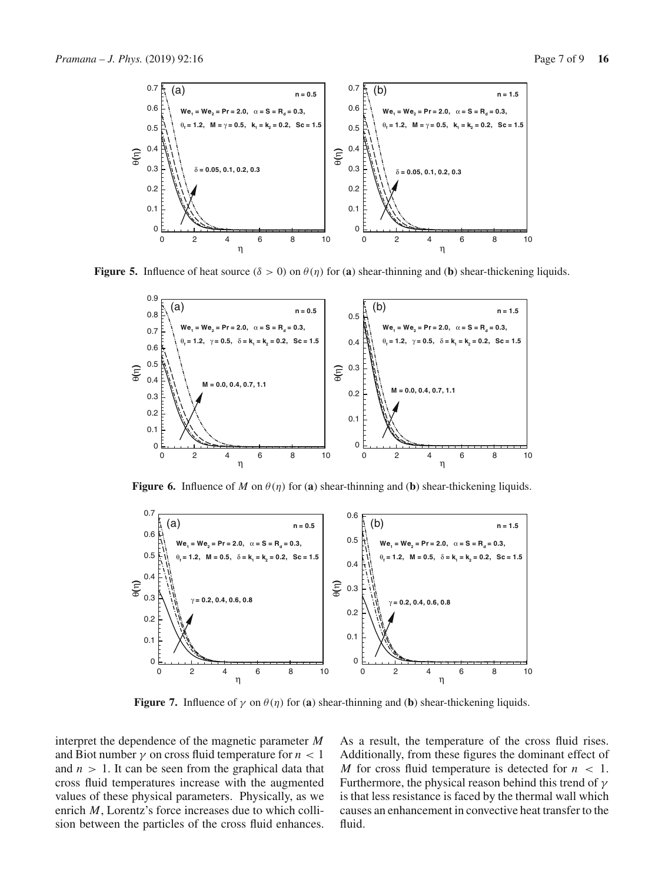**Figure 5.** Influence of heat source ($\delta > 0$) on $\theta(\eta)$ for (**a**) shear-thinning and (**b**) shear-thickening liquids.

**Figure 6.** Influence of $M$ on $\theta(\eta)$ for (**a**) shear-thinning and (**b**) shear-thickening liquids.

**Figure 7.** Influence of $\gamma$ on $\theta(\eta)$ for (**a**) shear-thinning and (**b**) shear-thickening liquids.

interpret the dependence of the magnetic parameter $M$ and Biot number $\gamma$ on cross fluid temperature for $n < 1$ and $n > 1$. It can be seen from the graphical data that cross fluid temperatures increase with the augmented values of these physical parameters. Physically, as we enrich $M$, Lorentz's force increases due to which collision between the particles of the cross fluid enhances. As a result, the temperature of the cross fluid rises. Additionally, from these figures the dominant effect of $M$ for cross fluid temperature is detected for $n < 1$. Furthermore, the physical reason behind this trend of $\gamma$ is that less resistance is faced by the thermal wall which causes an enhancement in convective heat transfer to the fluid.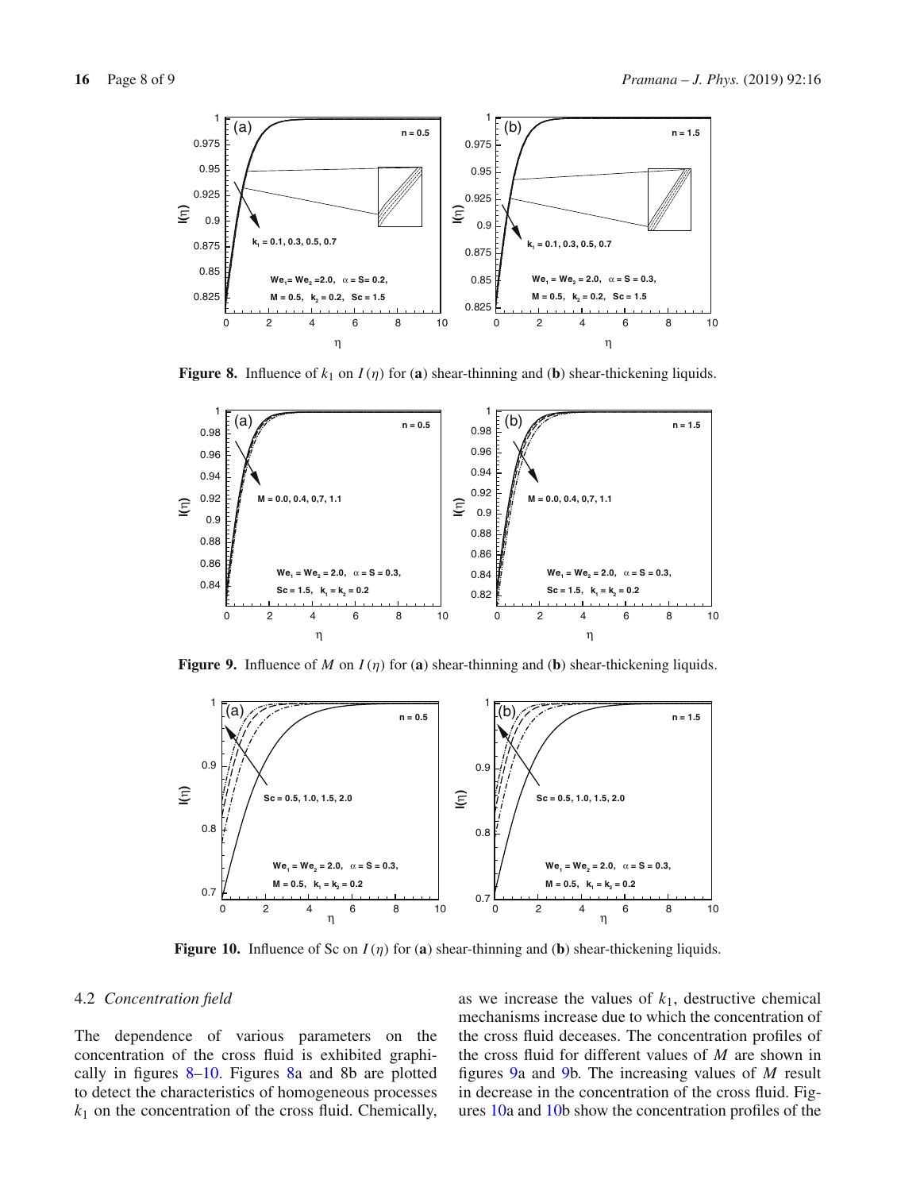**Figure 8.** Influence of $k_1$ on $I(\eta)$ for (**a**) shear-thinning and (**b**) shear-thickening liquids.

**Figure 9.** Influence of $M$ on $I(\eta)$ for (**a**) shear-thinning and (**b**) shear-thickening liquids.

**Figure 10.** Influence of Sc on $I(\eta)$ for (**a**) shear-thinning and (**b**) shear-thickening liquids.

### 4.2 *Concentration field*

The dependence of various parameters on the concentration of the cross fluid is exhibited graphically in figures 8–10. Figures 8a and 8b are plotted to detect the characteristics of homogeneous processes $k_1$ on the concentration of the cross fluid. Chemically, as we increase the values of $k_1$, destructive chemical mechanisms increase due to which the concentration of the cross fluid deceases. The concentration profiles of the cross fluid for different values of $M$ are shown in figures 9a and 9b. The increasing values of $M$ result in decrease in the concentration of the cross fluid. Figures 10a and 10b show the concentration profiles of the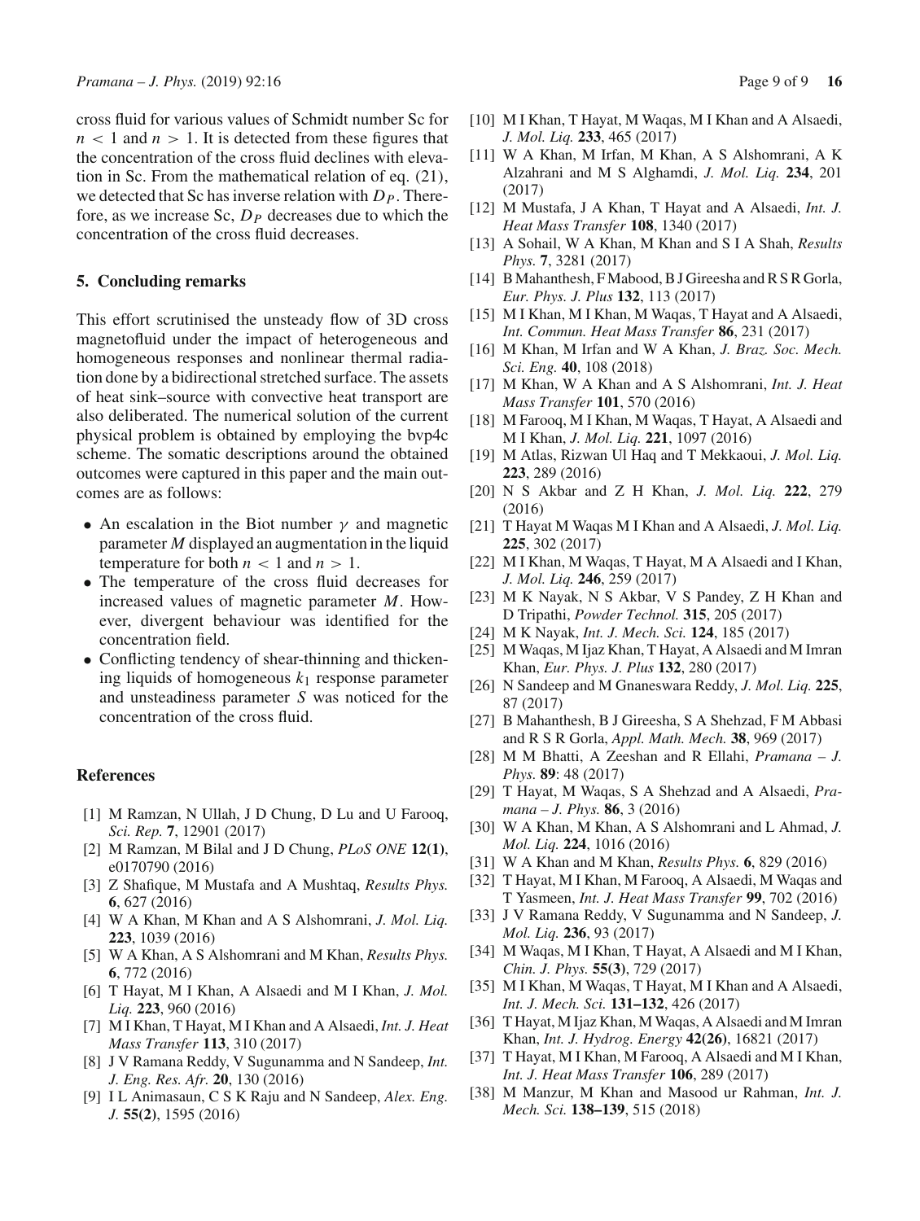cross fluid for various values of Schmidt number Sc for $n < 1$ and $n > 1$. It is detected from these figures that the concentration of the cross fluid declines with elevation in Sc. From the mathematical relation of eq. (21), we detected that Sc has inverse relation with $D_P$. Therefore, as we increase Sc, $D_P$ decreases due to which the concentration of the cross fluid decreases.

## 5. Concluding remarks

This effort scrutinised the unsteady flow of 3D cross magnetofluid under the impact of heterogeneous and homogeneous responses and nonlinear thermal radiation done by a bidirectional stretched surface. The assets of heat sink–source with convective heat transport are also deliberated. The numerical solution of the current physical problem is obtained by employing the bvp4c scheme. The somatic descriptions around the obtained outcomes were captured in this paper and the main outcomes are as follows:

- An escalation in the Biot number $\gamma$ and magnetic parameter $M$ displayed an augmentation in the liquid temperature for both $n < 1$ and $n > 1$.
- The temperature of the cross fluid decreases for increased values of magnetic parameter $M$. However, divergent behaviour was identified for the concentration field.
- Conflicting tendency of shear-thinning and thickening liquids of homogeneous $k_1$ response parameter and unsteadiness parameter $S$ was noticed for the concentration of the cross fluid.

## References

[1] M Ramzan, N Ullah, J D Chung, D Lu and U Farooq, *Sci. Rep.* **7**, 12901 (2017)

[2] M Ramzan, M Bilal and J D Chung, *PLoS ONE* **12(1)**, e0170790 (2016)

[3] Z Shafique, M Mustafa and A Mushtaq, *Results Phys.* **6**, 627 (2016)

[4] W A Khan, M Khan and A S Alshomrani, *J. Mol. Liq.* **223**, 1039 (2016)

[5] W A Khan, A S Alshomrani and M Khan, *Results Phys.* **6**, 772 (2016)

[6] T Hayat, M I Khan, A Alsaedi and M I Khan, *J. Mol. Liq.* **223**, 960 (2016)

[7] M I Khan, T Hayat, M I Khan and A Alsaedi, *Int. J. Heat Mass Transfer* **113**, 310 (2017)

[8] J V Ramana Reddy, V Sugunamma and N Sandeep, *Int. J. Eng. Res. Afr.* **20**, 130 (2016)

[9] I L Animasaun, C S K Raju and N Sandeep, *Alex. Eng. J.* **55(2)**, 1595 (2016)

[10] M I Khan, T Hayat, M Waqas, M I Khan and A Alsaedi, *J. Mol. Liq.* **233**, 465 (2017)

[11] W A Khan, M Irfan, M Khan, A S Alshomrani, A K Alzahrani and M S Alghamdi, *J. Mol. Liq.* **234**, 201 (2017)

[12] M Mustafa, J A Khan, T Hayat and A Alsaedi, *Int. J. Heat Mass Transfer* **108**, 1340 (2017)

[13] A Sohail, W A Khan, M Khan and S I A Shah, *Results Phys.* **7**, 3281 (2017)

[14] B Mahanthesh, F Mabood, B J Gireesha and R S R Gorla, *Eur. Phys. J. Plus* **132**, 113 (2017)

[15] M I Khan, M I Khan, M Waqas, T Hayat and A Alsaedi, *Int. Commun. Heat Mass Transfer* **86**, 231 (2017)

[16] M Khan, M Irfan and W A Khan, *J. Braz. Soc. Mech. Sci. Eng.* **40**, 108 (2018)

[17] M Khan, W A Khan and A S Alshomrani, *Int. J. Heat Mass Transfer* **101**, 570 (2016)

[18] M Farooq, M I Khan, M Waqas, T Hayat, A Alsaedi and M I Khan, *J. Mol. Liq.* **221**, 1097 (2016)

[19] M Atlas, Rizwan Ul Haq and T Mekkaoui, *J. Mol. Liq.* **223**, 289 (2016)

[20] N S Akbar and Z H Khan, *J. Mol. Liq.* **222**, 279 (2016)

[21] T Hayat M Waqas M I Khan and A Alsaedi, *J. Mol. Liq.* **225**, 302 (2017)

[22] M I Khan, M Waqas, T Hayat, M A Alsaedi and I Khan, *J. Mol. Liq.* **246**, 259 (2017)

[23] M K Nayak, N S Akbar, V S Pandey, Z H Khan and D Tripathi, *Powder Technol.* **315**, 205 (2017)

[24] M K Nayak, *Int. J. Mech. Sci.* **124**, 185 (2017)

[25] M Waqas, M Ijaz Khan, T Hayat, A Alsaedi and M Imran Khan, *Eur. Phys. J. Plus* **132**, 280 (2017)

[26] N Sandeep and M Gnaneswara Reddy, *J. Mol. Liq.* **225**, 87 (2017)

[27] B Mahanthesh, B J Gireesha, S A Shehzad, F M Abbasi and R S R Gorla, *Appl. Math. Mech.* **38**, 969 (2017)

[28] M M Bhatti, A Zeeshan and R Ellahi, *Pramana – J. Phys.* **89**: 48 (2017)

[29] T Hayat, M Waqas, S A Shehzad and A Alsaedi, *Pramana – J. Phys.* **86**, 3 (2016)

[30] W A Khan, M Khan, A S Alshomrani and L Ahmad, *J. Mol. Liq.* **224**, 1016 (2016)

[31] W A Khan and M Khan, *Results Phys.* **6**, 829 (2016)

[32] T Hayat, M I Khan, M Farooq, A Alsaedi, M Waqas and T Yasmeen, *Int. J. Heat Mass Transfer* **99**, 702 (2016)

[33] J V Ramana Reddy, V Sugunamma and N Sandeep, *J. Mol. Liq.* **236**, 93 (2017)

[34] M Waqas, M I Khan, T Hayat, A Alsaedi and M I Khan, *Chin. J. Phys.* **55(3)**, 729 (2017)

[35] M I Khan, M Waqas, T Hayat, M I Khan and A Alsaedi, *Int. J. Mech. Sci.* **131–132**, 426 (2017)

[36] T Hayat, M Ijaz Khan, M Waqas, A Alsaedi and M Imran Khan, *Int. J. Hydrog. Energy* **42(26)**, 16821 (2017)

[37] T Hayat, M I Khan, M Farooq, A Alsaedi and M I Khan, *Int. J. Heat Mass Transfer* **106**, 289 (2017)

[38] M Manzur, M Khan and Masood ur Rahman, *Int. J. Mech. Sci.* **138–139**, 515 (2018)